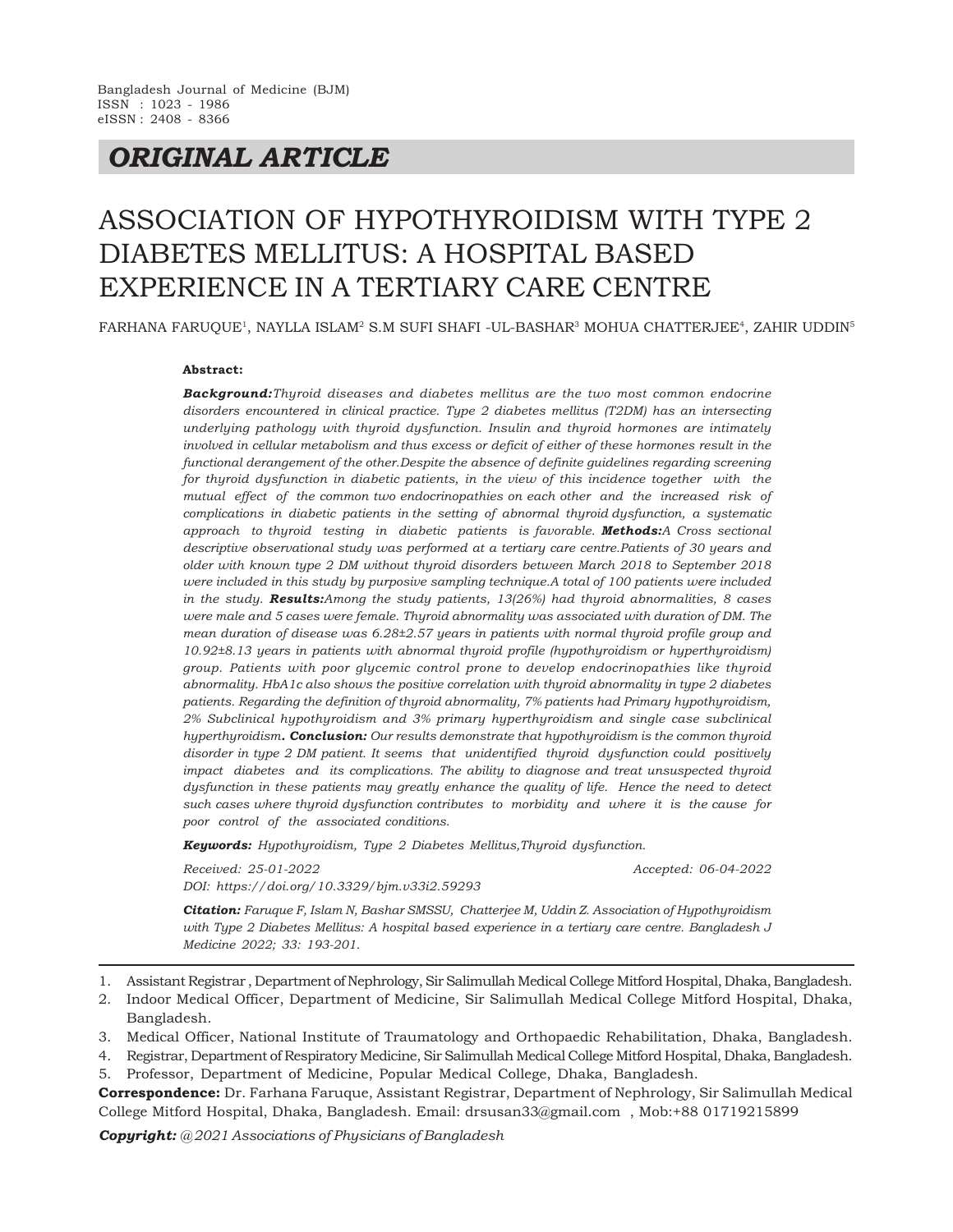Bangladesh Journal of Medicine (BJM)
ISSN : 1023 - 1986
eISSN : 2408 - 8366

## *ORIGINAL ARTICLE*

# ASSOCIATION OF HYPOTHYROIDISM WITH TYPE 2 DIABETES MELLITUS: A HOSPITAL BASED EXPERIENCE IN A TERTIARY CARE CENTRE

FARHANA FARUQUE[1], NAYLLA ISLAM[2] S.M SUFI SHAFI -UL-BASHAR[3] MOHUA CHATTERJEE[4], ZAHIR UDDIN[5]

**Abstract:**

***Background:****Thyroid diseases and diabetes mellitus are the two most common endocrine disorders encountered in clinical practice. Type 2 diabetes mellitus (T2DM) has an intersecting underlying pathology with thyroid dysfunction. Insulin and thyroid hormones are intimately involved in cellular metabolism and thus excess or deficit of either of these hormones result in the functional derangement of the other.Despite the absence of definite guidelines regarding screening for thyroid dysfunction in diabetic patients, in the view of this incidence together with the mutual effect of the common two endocrinopathies on each other and the increased risk of complications in diabetic patients in the setting of abnormal thyroid dysfunction, a systematic approach to thyroid testing in diabetic patients is favorable.* ***Methods:****A Cross sectional descriptive observational study was performed at a tertiary care centre.Patients of 30 years and older with known type 2 DM without thyroid disorders between March 2018 to September 2018 were included in this study by purposive sampling technique.A total of 100 patients were included in the study.* ***Results:****Among the study patients, 13(26%) had thyroid abnormalities, 8 cases were male and 5 cases were female. Thyroid abnormality was associated with duration of DM. The mean duration of disease was 6.28±2.57 years in patients with normal thyroid profile group and 10.92±8.13 years in patients with abnormal thyroid profile (hypothyroidism or hyperthyroidism) group. Patients with poor glycemic control prone to develop endocrinopathies like thyroid abnormality. HbA1c also shows the positive correlation with thyroid abnormality in type 2 diabetes patients. Regarding the definition of thyroid abnormality, 7% patients had Primary hypothyroidism, 2% Subclinical hypothyroidism and 3% primary hyperthyroidism and single case subclinical hyperthyroidism*. ***Conclusion:*** *Our results demonstrate that hypothyroidism is the common thyroid disorder in type 2 DM patient. It seems that unidentified thyroid dysfunction could positively impact diabetes and its complications. The ability to diagnose and treat unsuspected thyroid dysfunction in these patients may greatly enhance the quality of life. Hence the need to detect such cases where thyroid dysfunction contributes to morbidity and where it is the cause for poor control of the associated conditions.*

***Keywords:*** *Hypothyroidism, Type 2 Diabetes Mellitus,Thyroid dysfunction.*

*Received: 25-01-2022* *Accepted: 06-04-2022*
*DOI: https://doi.org/10.3329/bjm.v33i2.59293*

***Citation:*** *Faruque F, Islam N, Bashar SMSSU, Chatterjee M, Uddin Z. Association of Hypothyroidism with Type 2 Diabetes Mellitus: A hospital based experience in a tertiary care centre. Bangladesh J Medicine 2022; 33: 193-201.*

---

1. Assistant Registrar , Department of Nephrology, Sir Salimullah Medical College Mitford Hospital, Dhaka, Bangladesh.
2. Indoor Medical Officer, Department of Medicine, Sir Salimullah Medical College Mitford Hospital, Dhaka, Bangladesh.
3. Medical Officer, National Institute of Traumatology and Orthopaedic Rehabilitation, Dhaka, Bangladesh.
4. Registrar, Department of Respiratory Medicine, Sir Salimullah Medical College Mitford Hospital, Dhaka, Bangladesh.
5. Professor, Department of Medicine, Popular Medical College, Dhaka, Bangladesh.

**Correspondence:** Dr. Farhana Faruque, Assistant Registrar, Department of Nephrology, Sir Salimullah Medical College Mitford Hospital, Dhaka, Bangladesh. Email: drsusan33@gmail.com , Mob:+88 01719215899

***Copyright:*** *@2021 Associations of Physicians of Bangladesh*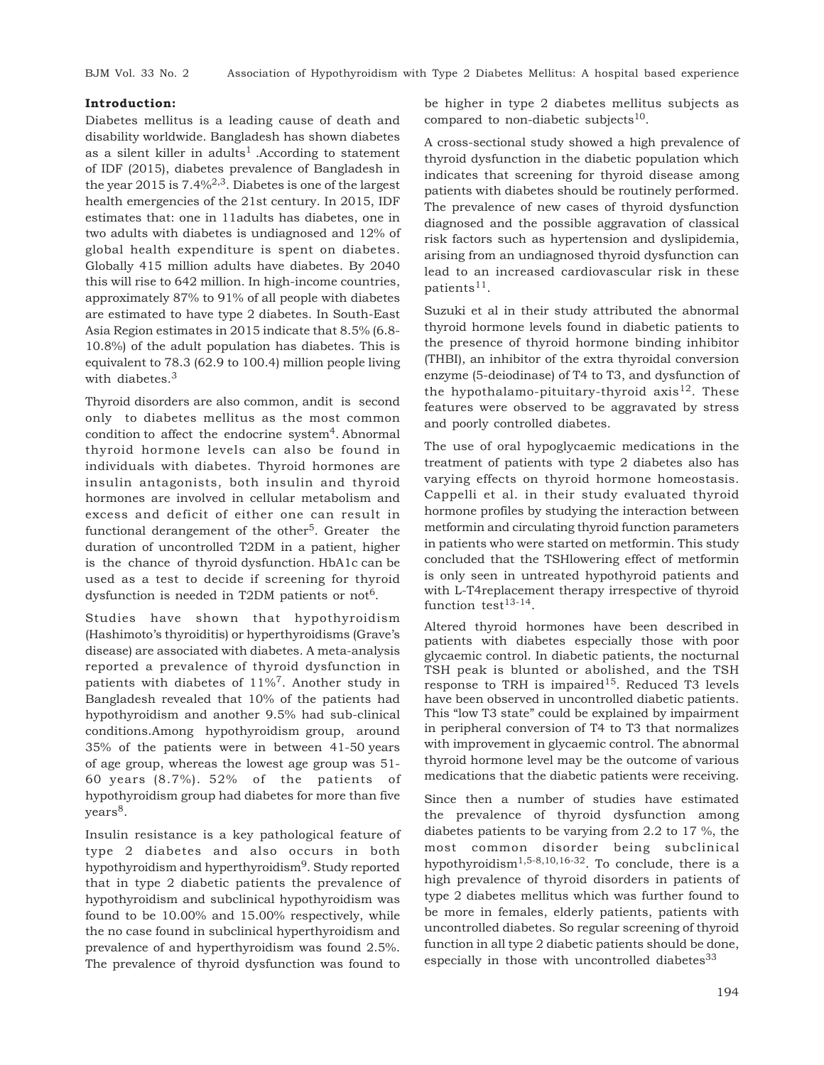**Introduction:**

Diabetes mellitus is a leading cause of death and disability worldwide. Bangladesh has shown diabetes as a silent killer in adults[1] .According to statement of IDF (2015), diabetes prevalence of Bangladesh in the year 2015 is 7.4%[2,3]. Diabetes is one of the largest health emergencies of the 21st century. In 2015, IDF estimates that: one in 11adults has diabetes, one in two adults with diabetes is undiagnosed and 12% of global health expenditure is spent on diabetes. Globally 415 million adults have diabetes. By 2040 this will rise to 642 million. In high-income countries, approximately 87% to 91% of all people with diabetes are estimated to have type 2 diabetes. In South-East Asia Region estimates in 2015 indicate that 8.5% (6.8-10.8%) of the adult population has diabetes. This is equivalent to 78.3 (62.9 to 100.4) million people living with diabetes.[3]

Thyroid disorders are also common, andit is second only to diabetes mellitus as the most common condition to affect the endocrine system[4]. Abnormal thyroid hormone levels can also be found in individuals with diabetes. Thyroid hormones are insulin antagonists, both insulin and thyroid hormones are involved in cellular metabolism and excess and deficit of either one can result in functional derangement of the other[5]. Greater the duration of uncontrolled T2DM in a patient, higher is the chance of thyroid dysfunction. HbA1c can be used as a test to decide if screening for thyroid dysfunction is needed in T2DM patients or not[6].

Studies have shown that hypothyroidism (Hashimoto's thyroiditis) or hyperthyroidisms (Grave's disease) are associated with diabetes. A meta-analysis reported a prevalence of thyroid dysfunction in patients with diabetes of 11%[7]. Another study in Bangladesh revealed that 10% of the patients had hypothyroidism and another 9.5% had sub-clinical conditions.Among hypothyroidism group, around 35% of the patients were in between 41-50 years of age group, whereas the lowest age group was 51-60 years (8.7%). 52% of the patients of hypothyroidism group had diabetes for more than five years[8].

Insulin resistance is a key pathological feature of type 2 diabetes and also occurs in both hypothyroidism and hyperthyroidism[9]. Study reported that in type 2 diabetic patients the prevalence of hypothyroidism and subclinical hypothyroidism was found to be 10.00% and 15.00% respectively, while the no case found in subclinical hyperthyroidism and prevalence of and hyperthyroidism was found 2.5%. The prevalence of thyroid dysfunction was found to be higher in type 2 diabetes mellitus subjects as compared to non-diabetic subjects[10].

A cross-sectional study showed a high prevalence of thyroid dysfunction in the diabetic population which indicates that screening for thyroid disease among patients with diabetes should be routinely performed. The prevalence of new cases of thyroid dysfunction diagnosed and the possible aggravation of classical risk factors such as hypertension and dyslipidemia, arising from an undiagnosed thyroid dysfunction can lead to an increased cardiovascular risk in these patients[11].

Suzuki et al in their study attributed the abnormal thyroid hormone levels found in diabetic patients to the presence of thyroid hormone binding inhibitor (THBI), an inhibitor of the extra thyroidal conversion enzyme (5-deiodinase) of T4 to T3, and dysfunction of the hypothalamo-pituitary-thyroid axis[12]. These features were observed to be aggravated by stress and poorly controlled diabetes.

The use of oral hypoglycaemic medications in the treatment of patients with type 2 diabetes also has varying effects on thyroid hormone homeostasis. Cappelli et al. in their study evaluated thyroid hormone profiles by studying the interaction between metformin and circulating thyroid function parameters in patients who were started on metformin. This study concluded that the TSHlowering effect of metformin is only seen in untreated hypothyroid patients and with L-T4replacement therapy irrespective of thyroid function test[13-14].

Altered thyroid hormones have been described in patients with diabetes especially those with poor glycaemic control. In diabetic patients, the nocturnal TSH peak is blunted or abolished, and the TSH response to TRH is impaired[15]. Reduced T3 levels have been observed in uncontrolled diabetic patients. This "low T3 state" could be explained by impairment in peripheral conversion of T4 to T3 that normalizes with improvement in glycaemic control. The abnormal thyroid hormone level may be the outcome of various medications that the diabetic patients were receiving.

Since then a number of studies have estimated the prevalence of thyroid dysfunction among diabetes patients to be varying from 2.2 to 17 %, the most common disorder being subclinical hypothyroidism[1,5-8,10,16-32]. To conclude, there is a high prevalence of thyroid disorders in patients of type 2 diabetes mellitus which was further found to be more in females, elderly patients, patients with uncontrolled diabetes. So regular screening of thyroid function in all type 2 diabetic patients should be done, especially in those with uncontrolled diabetes[33]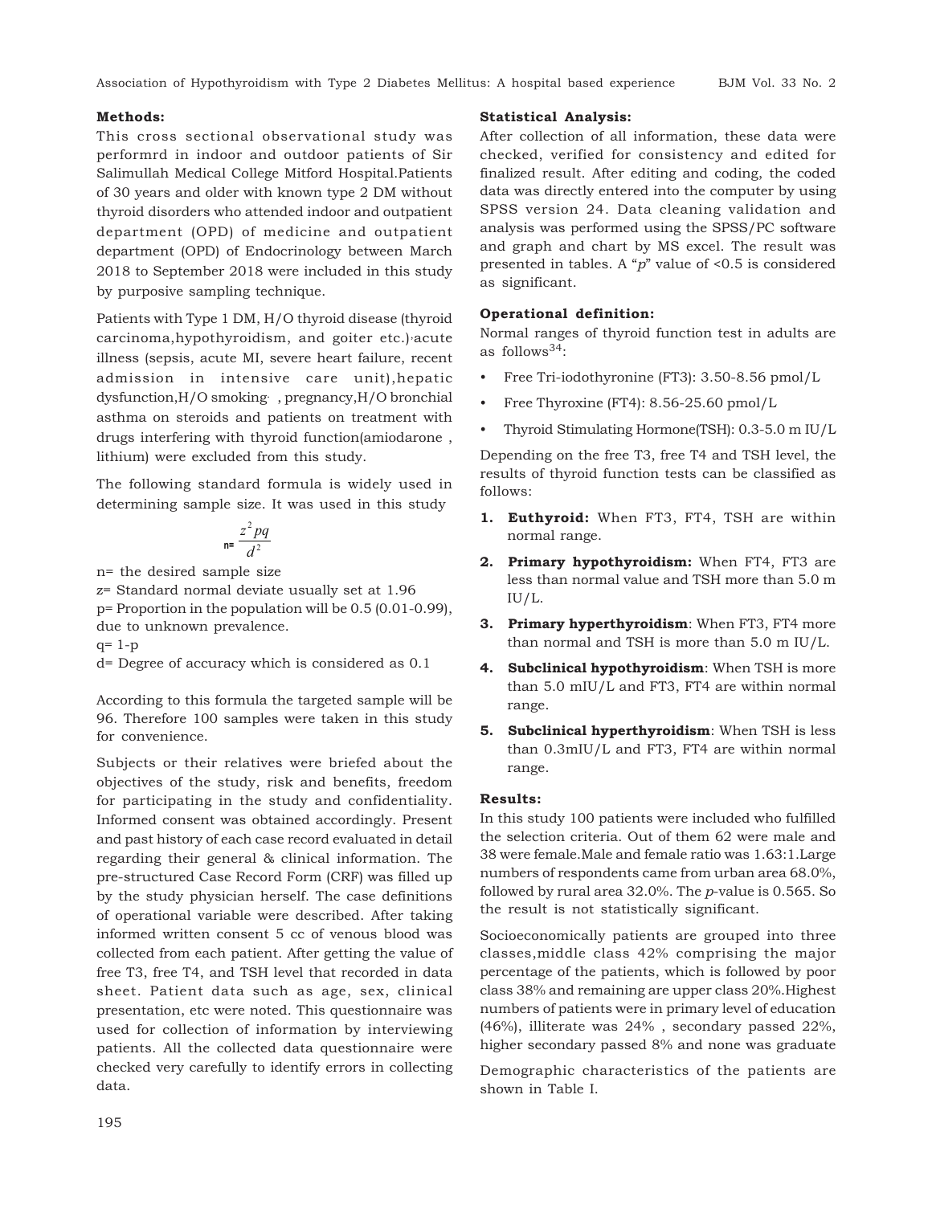### Methods:

This cross sectional observational study was performrd in indoor and outdoor patients of Sir Salimullah Medical College Mitford Hospital.Patients of 30 years and older with known type 2 DM without thyroid disorders who attended indoor and outpatient department (OPD) of medicine and outpatient department (OPD) of Endocrinology between March 2018 to September 2018 were included in this study by purposive sampling technique.

Patients with Type 1 DM, H/O thyroid disease (thyroid carcinoma,hypothyroidism, and goiter etc.),acute illness (sepsis, acute MI, severe heart failure, recent admission in intensive care unit),hepatic dysfunction,H/O smoking, , pregnancy,H/O bronchial asthma on steroids and patients on treatment with drugs interfering with thyroid function(amiodarone , lithium) were excluded from this study.

The following standard formula is widely used in determining sample size. It was used in this study

$$n = \frac{z^2 pq}{d^2}$$

n= the desired sample size

z= Standard normal deviate usually set at 1.96

p= Proportion in the population will be 0.5 (0.01-0.99), due to unknown prevalence.

q= 1-p

d= Degree of accuracy which is considered as 0.1

According to this formula the targeted sample will be 96. Therefore 100 samples were taken in this study for convenience.

Subjects or their relatives were briefed about the objectives of the study, risk and benefits, freedom for participating in the study and confidentiality. Informed consent was obtained accordingly. Present and past history of each case record evaluated in detail regarding their general & clinical information. The pre-structured Case Record Form (CRF) was filled up by the study physician herself. The case definitions of operational variable were described. After taking informed written consent 5 cc of venous blood was collected from each patient. After getting the value of free T3, free T4, and TSH level that recorded in data sheet. Patient data such as age, sex, clinical presentation, etc were noted. This questionnaire was used for collection of information by interviewing patients. All the collected data questionnaire were checked very carefully to identify errors in collecting data.

### Statistical Analysis:

After collection of all information, these data were checked, verified for consistency and edited for finalized result. After editing and coding, the coded data was directly entered into the computer by using SPSS version 24. Data cleaning validation and analysis was performed using the SPSS/PC software and graph and chart by MS excel. The result was presented in tables. A "*p*" value of <0.5 is considered as significant.

### Operational definition:

Normal ranges of thyroid function test in adults are as follows[34]:

- Free Tri-iodothyronine (FT3): 3.50-8.56 pmol/L
- Free Thyroxine (FT4): 8.56-25.60 pmol/L
- Thyroid Stimulating Hormone(TSH): 0.3-5.0 m IU/L

Depending on the free T3, free T4 and TSH level, the results of thyroid function tests can be classified as follows:

1. **Euthyroid:** When FT3, FT4, TSH are within normal range.
2. **Primary hypothyroidism:** When FT4, FT3 are less than normal value and TSH more than 5.0 m IU/L.
3. **Primary hyperthyroidism**: When FT3, FT4 more than normal and TSH is more than 5.0 m IU/L.
4. **Subclinical hypothyroidism**: When TSH is more than 5.0 mIU/L and FT3, FT4 are within normal range.
5. **Subclinical hyperthyroidism**: When TSH is less than 0.3mIU/L and FT3, FT4 are within normal range.

### Results:

In this study 100 patients were included who fulfilled the selection criteria. Out of them 62 were male and 38 were female.Male and female ratio was 1.63:1.Large numbers of respondents came from urban area 68.0%, followed by rural area 32.0%. The *p*-value is 0.565. So the result is not statistically significant.

Socioeconomically patients are grouped into three classes,middle class 42% comprising the major percentage of the patients, which is followed by poor class 38% and remaining are upper class 20%.Highest numbers of patients were in primary level of education (46%), illiterate was 24% , secondary passed 22%, higher secondary passed 8% and none was graduate

Demographic characteristics of the patients are shown in Table I.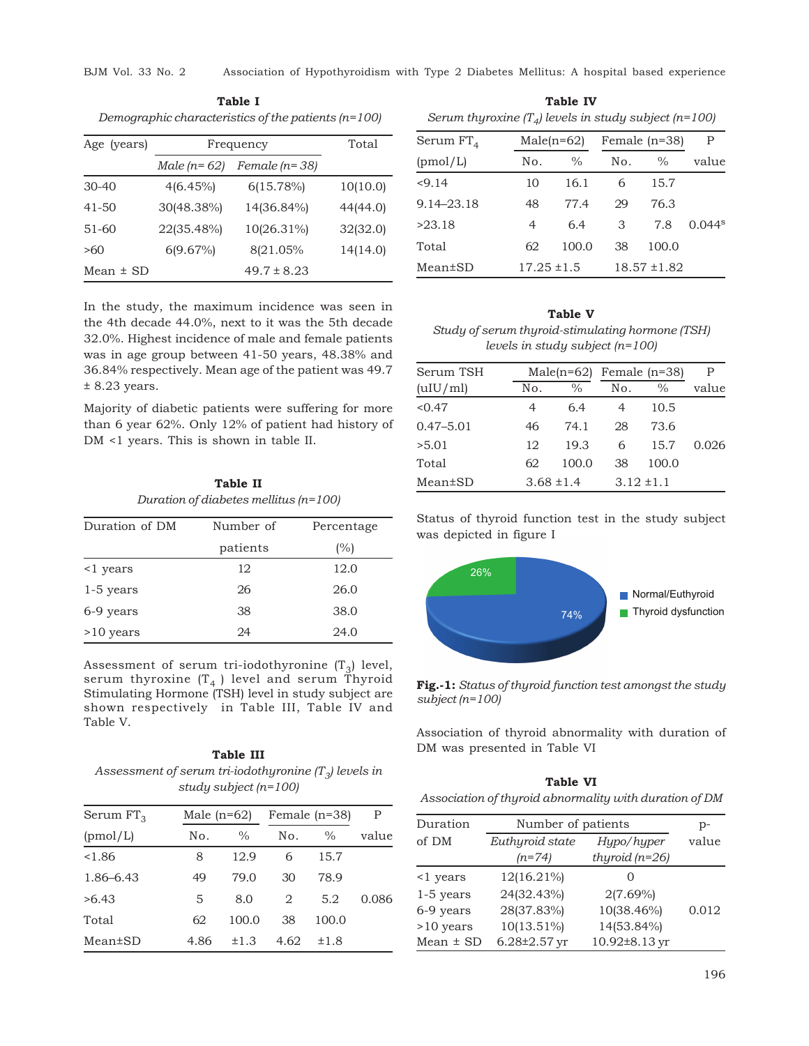**Table I**

*Demographic characteristics of the patients (n=100)*

| Age (years) | Frequency | | Total |
|---|---|---|---|
| | *Male (n= 62)* | *Female (n= 38)* | |
| 30-40 | 4(6.45%) | 6(15.78%) | 10(10.0) |
| 41-50 | 30(48.38%) | 14(36.84%) | 44(44.0) |
| 51-60 | 22(35.48%) | 10(26.31%) | 32(32.0) |
| >60 | 6(9.67%) | 8(21.05% | 14(14.0) |
| Mean ± SD | | 49.7 ± 8.23 | |

In the study, the maximum incidence was seen in the 4th decade 44.0%, next to it was the 5th decade 32.0%. Highest incidence of male and female patients was in age group between 41-50 years, 48.38% and 36.84% respectively. Mean age of the patient was 49.7 ± 8.23 years.

Majority of diabetic patients were suffering for more than 6 year 62%. Only 12% of patient had history of DM <1 years. This is shown in table II.

**Table II**

*Duration of diabetes mellitus (n=100)*

| Duration of DM | Number of patients | Percentage (%) |
|---|---|---|
| <1 years | 12 | 12.0 |
| 1-5 years | 26 | 26.0 |
| 6-9 years | 38 | 38.0 |
| >10 years | 24 | 24.0 |

Assessment of serum tri-iodothyronine ($T_3$) level, serum thyroxine ($T_4$ ) level and serum Thyroid Stimulating Hormone (TSH) level in study subject are shown respectively in Table III, Table IV and Table V.

**Table III**

*Assessment of serum tri-iodothyronine ($T_3$) levels in study subject (n=100)*

| Serum $FT_3$ (pmol/L) | Male (n=62) | | Female (n=38) | | P value |
|---|---|---|---|---|---|
| | No. | % | No. | % | |
| <1.86 | 8 | 12.9 | 6 | 15.7 | |
| 1.86–6.43 | 49 | 79.0 | 30 | 78.9 | |
| >6.43 | 5 | 8.0 | 2 | 5.2 | 0.086 |
| Total | 62 | 100.0 | 38 | 100.0 | |
| Mean±SD | 4.86 | ±1.3 | 4.62 | ±1.8 | |

**Table IV**

*Serum thyroxine ($T_4$) levels in study subject (n=100)*

| Serum $FT_4$ (pmol/L) | Male(n=62) | | Female (n=38) | | P value |
|---|---|---|---|---|---|
| | No. | % | No. | % | |
| <9.14 | 10 | 16.1 | 6 | 15.7 | |
| 9.14–23.18 | 48 | 77.4 | 29 | 76.3 | |
| >23.18 | 4 | 6.4 | 3 | 7.8 | 0.044[s] |
| Total | 62 | 100.0 | 38 | 100.0 | |
| Mean±SD | 17.25 ±1.5 | | 18.57 ±1.82 | | |

**Table V**

*Study of serum thyroid-stimulating hormone (TSH) levels in study subject (n=100)*

| Serum TSH (uIU/ml) | Male(n=62) | | Female (n=38) | | P value |
|---|---|---|---|---|---|
| | No. | % | No. | % | |
| <0.47 | 4 | 6.4 | 4 | 10.5 | |
| 0.47–5.01 | 46 | 74.1 | 28 | 73.6 | |
| >5.01 | 12 | 19.3 | 6 | 15.7 | 0.026 |
| Total | 62 | 100.0 | 38 | 100.0 | |
| Mean±SD | 3.68 ±1.4 | | 3.12 ±1.1 | | |

Status of thyroid function test in the study subject was depicted in figure I

**Fig.-1:** *Status of thyroid function test amongst the study subject (n=100)*

Association of thyroid abnormality with duration of DM was presented in Table VI

**Table VI**

*Association of thyroid abnormality with duration of DM*

| Duration of DM | Number of patients | | p-value |
|---|---|---|---|
| | *Euthyroid state (n=74)* | *Hypo/hyper thyroid (n=26)* | |
| <1 years | 12(16.21%) | 0 | |
| 1-5 years | 24(32.43%) | 2(7.69%) | |
| 6-9 years | 28(37.83%) | 10(38.46%) | 0.012 |
| >10 years | 10(13.51%) | 14(53.84%) | |
| Mean ± SD | 6.28±2.57 yr | 10.92±8.13 yr | |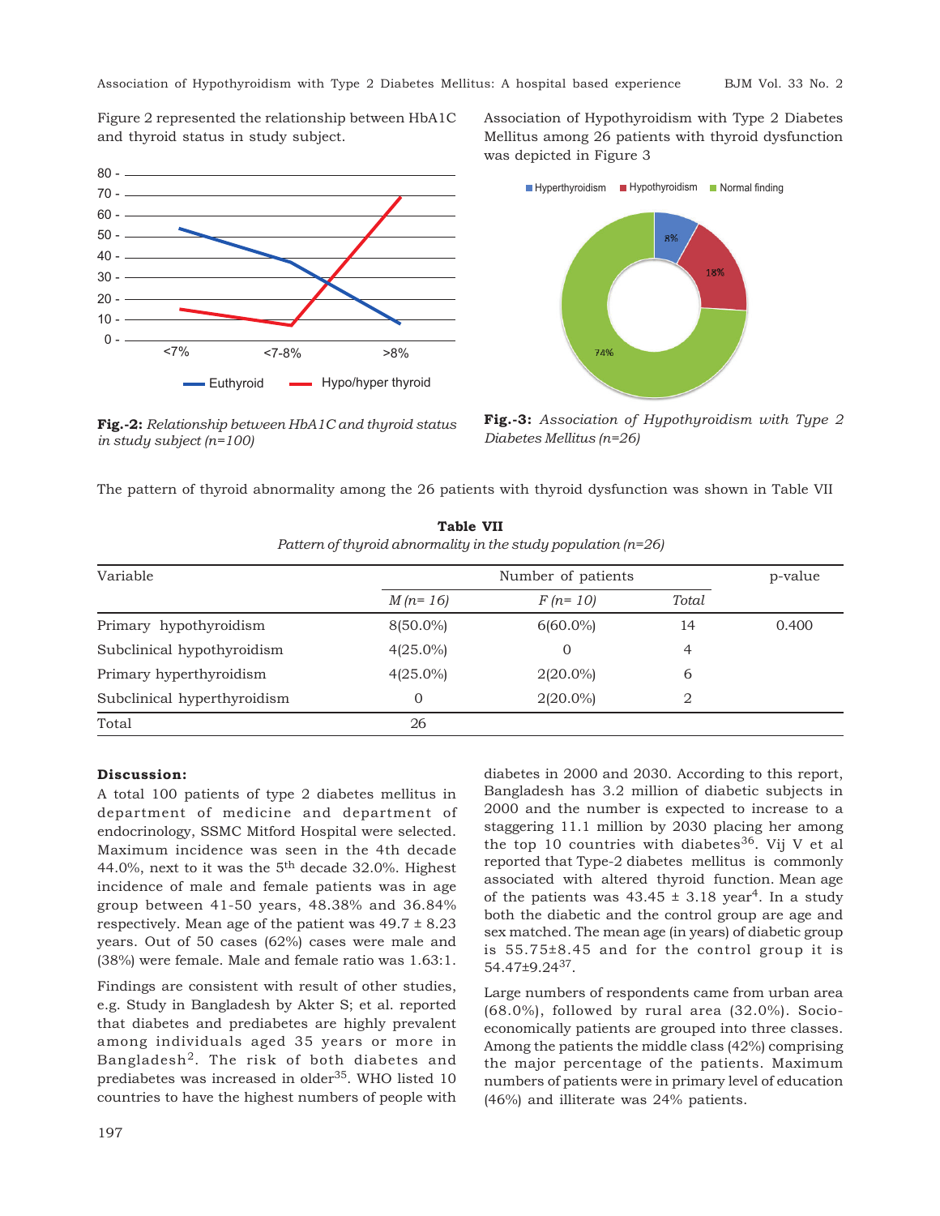Figure 2 represented the relationship between HbA1C and thyroid status in study subject.

**Fig.-2:** *Relationship between HbA1C and thyroid status in study subject (n=100)*

Association of Hypothyroidism with Type 2 Diabetes Mellitus among 26 patients with thyroid dysfunction was depicted in Figure 3

**Fig.-3:** *Association of Hypothyroidism with Type 2 Diabetes Mellitus (n=26)*

The pattern of thyroid abnormality among the 26 patients with thyroid dysfunction was shown in Table VII

**Table VII**

*Pattern of thyroid abnormality in the study population (n=26)*

| Variable | Number of patients | | | p-value |
|---|---|---|---|---|
| | *M (n= 16)* | *F (n= 10)* | *Total* | |
| Primary hypothyroidism | 8(50.0%) | 6(60.0%) | 14 | 0.400 |
| Subclinical hypothyroidism | 4(25.0%) | 0 | 4 | |
| Primary hyperthyroidism | 4(25.0%) | 2(20.0%) | 6 | |
| Subclinical hyperthyroidism | 0 | 2(20.0%) | 2 | |
| Total | 26 | | | |

**Discussion:**

A total 100 patients of type 2 diabetes mellitus in department of medicine and department of endocrinology, SSMC Mitford Hospital were selected. Maximum incidence was seen in the 4th decade 44.0%, next to it was the 5th decade 32.0%. Highest incidence of male and female patients was in age group between 41-50 years, 48.38% and 36.84% respectively. Mean age of the patient was 49.7 ± 8.23 years. Out of 50 cases (62%) cases were male and (38%) were female. Male and female ratio was 1.63:1.

Findings are consistent with result of other studies, e.g. Study in Bangladesh by Akter S; et al. reported that diabetes and prediabetes are highly prevalent among individuals aged 35 years or more in Bangladesh[2]. The risk of both diabetes and prediabetes was increased in older[35]. WHO listed 10 countries to have the highest numbers of people with diabetes in 2000 and 2030. According to this report, Bangladesh has 3.2 million of diabetic subjects in 2000 and the number is expected to increase to a staggering 11.1 million by 2030 placing her among the top 10 countries with diabetes[36]. Vij V et al reported that Type-2 diabetes mellitus is commonly associated with altered thyroid function. Mean age of the patients was 43.45 ± 3.18 year[4]. In a study both the diabetic and the control group are age and sex matched. The mean age (in years) of diabetic group is 55.75±8.45 and for the control group it is 54.47±9.24[37].

Large numbers of respondents came from urban area (68.0%), followed by rural area (32.0%). Socio-economically patients are grouped into three classes. Among the patients the middle class (42%) comprising the major percentage of the patients. Maximum numbers of patients were in primary level of education (46%) and illiterate was 24% patients.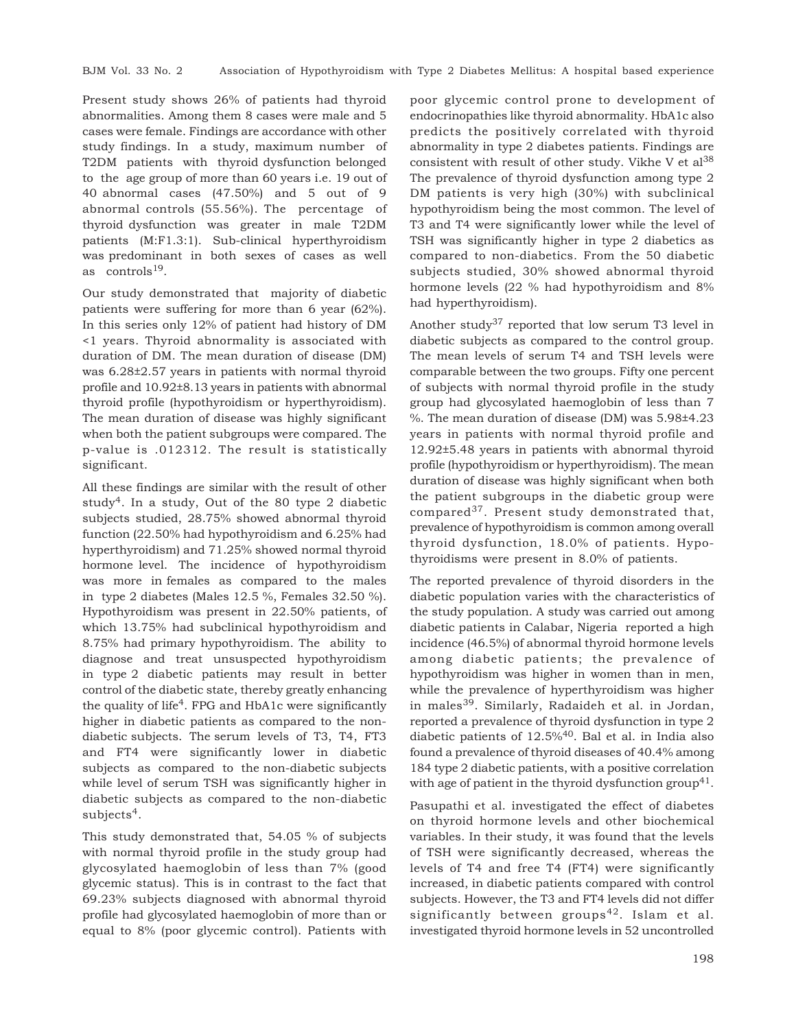Present study shows 26% of patients had thyroid abnormalities. Among them 8 cases were male and 5 cases were female. Findings are accordance with other study findings. In a study, maximum number of T2DM patients with thyroid dysfunction belonged to the age group of more than 60 years i.e. 19 out of 40 abnormal cases (47.50%) and 5 out of 9 abnormal controls (55.56%). The percentage of thyroid dysfunction was greater in male T2DM patients (M:F1.3:1). Sub-clinical hyperthyroidism was predominant in both sexes of cases as well as controls[19].

Our study demonstrated that majority of diabetic patients were suffering for more than 6 year (62%). In this series only 12% of patient had history of DM <1 years. Thyroid abnormality is associated with duration of DM. The mean duration of disease (DM) was 6.28±2.57 years in patients with normal thyroid profile and 10.92±8.13 years in patients with abnormal thyroid profile (hypothyroidism or hyperthyroidism). The mean duration of disease was highly significant when both the patient subgroups were compared. The p-value is .012312. The result is statistically significant.

All these findings are similar with the result of other study[4]. In a study, Out of the 80 type 2 diabetic subjects studied, 28.75% showed abnormal thyroid function (22.50% had hypothyroidism and 6.25% had hyperthyroidism) and 71.25% showed normal thyroid hormone level. The incidence of hypothyroidism was more in females as compared to the males in type 2 diabetes (Males 12.5 %, Females 32.50 %). Hypothyroidism was present in 22.50% patients, of which 13.75% had subclinical hypothyroidism and 8.75% had primary hypothyroidism. The ability to diagnose and treat unsuspected hypothyroidism in type 2 diabetic patients may result in better control of the diabetic state, thereby greatly enhancing the quality of life[4]. FPG and HbA1c were significantly higher in diabetic patients as compared to the non-diabetic subjects. The serum levels of T3, T4, FT3 and FT4 were significantly lower in diabetic subjects as compared to the non-diabetic subjects while level of serum TSH was significantly higher in diabetic subjects as compared to the non-diabetic subjects[4].

This study demonstrated that, 54.05 % of subjects with normal thyroid profile in the study group had glycosylated haemoglobin of less than 7% (good glycemic status). This is in contrast to the fact that 69.23% subjects diagnosed with abnormal thyroid profile had glycosylated haemoglobin of more than or equal to 8% (poor glycemic control). Patients with poor glycemic control prone to development of endocrinopathies like thyroid abnormality. HbA1c also predicts the positively correlated with thyroid abnormality in type 2 diabetes patients. Findings are consistent with result of other study. Vikhe V et al[38] The prevalence of thyroid dysfunction among type 2 DM patients is very high (30%) with subclinical hypothyroidism being the most common. The level of T3 and T4 were significantly lower while the level of TSH was significantly higher in type 2 diabetics as compared to non-diabetics. From the 50 diabetic subjects studied, 30% showed abnormal thyroid hormone levels (22 % had hypothyroidism and 8% had hyperthyroidism).

Another study[37] reported that low serum T3 level in diabetic subjects as compared to the control group. The mean levels of serum T4 and TSH levels were comparable between the two groups. Fifty one percent of subjects with normal thyroid profile in the study group had glycosylated haemoglobin of less than 7 %. The mean duration of disease (DM) was 5.98±4.23 years in patients with normal thyroid profile and 12.92±5.48 years in patients with abnormal thyroid profile (hypothyroidism or hyperthyroidism). The mean duration of disease was highly significant when both the patient subgroups in the diabetic group were compared[37]. Present study demonstrated that, prevalence of hypothyroidism is common among overall thyroid dysfunction, 18.0% of patients. Hypo-thyroidisms were present in 8.0% of patients.

The reported prevalence of thyroid disorders in the diabetic population varies with the characteristics of the study population. A study was carried out among diabetic patients in Calabar, Nigeria reported a high incidence (46.5%) of abnormal thyroid hormone levels among diabetic patients; the prevalence of hypothyroidism was higher in women than in men, while the prevalence of hyperthyroidism was higher in males[39]. Similarly, Radaideh et al. in Jordan, reported a prevalence of thyroid dysfunction in type 2 diabetic patients of 12.5%[40]. Bal et al. in India also found a prevalence of thyroid diseases of 40.4% among 184 type 2 diabetic patients, with a positive correlation with age of patient in the thyroid dysfunction group[41].

Pasupathi et al. investigated the effect of diabetes on thyroid hormone levels and other biochemical variables. In their study, it was found that the levels of TSH were significantly decreased, whereas the levels of T4 and free T4 (FT4) were significantly increased, in diabetic patients compared with control subjects. However, the T3 and FT4 levels did not differ significantly between groups[42]. Islam et al. investigated thyroid hormone levels in 52 uncontrolled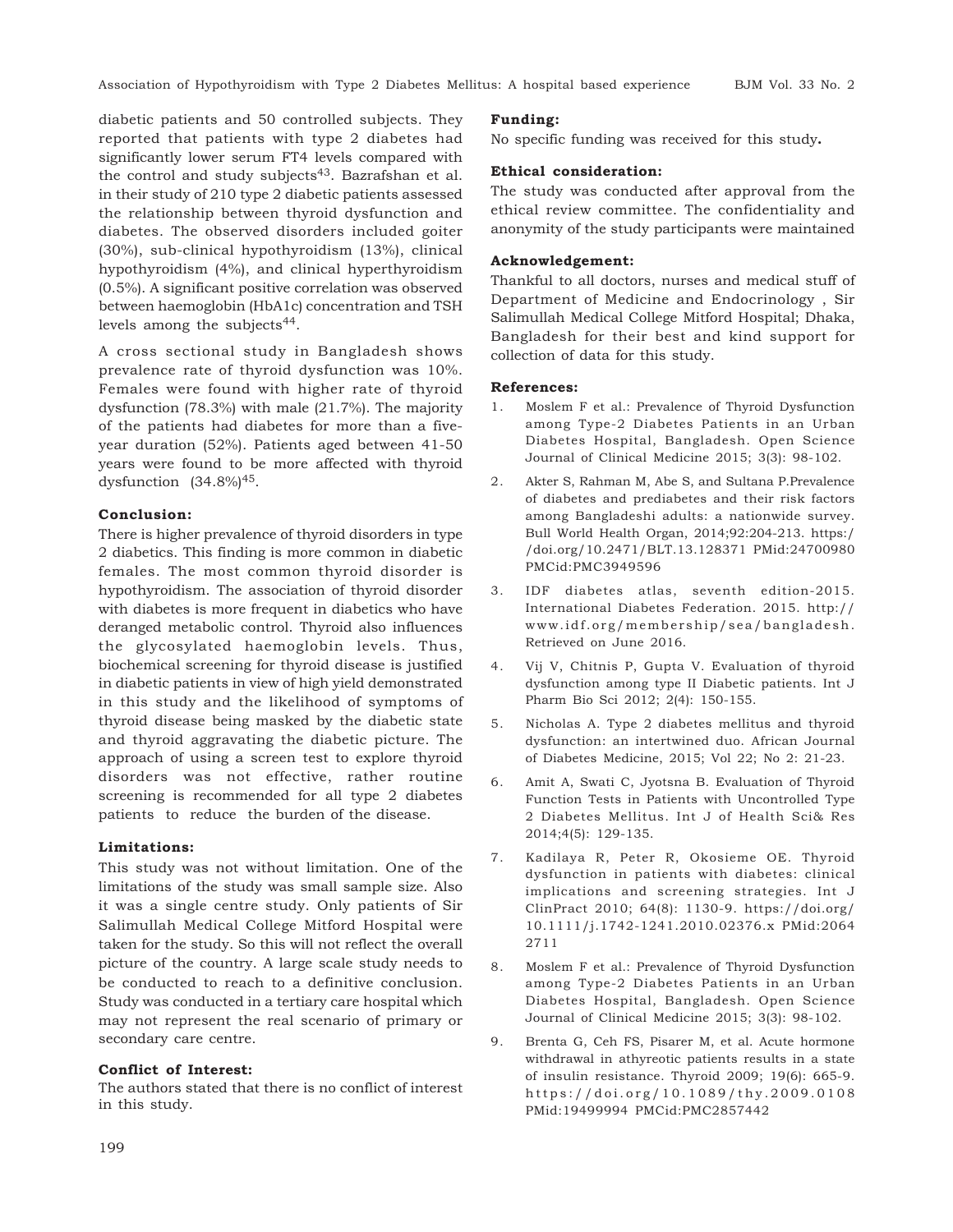diabetic patients and 50 controlled subjects. They reported that patients with type 2 diabetes had significantly lower serum FT4 levels compared with the control and study subjects[43]. Bazrafshan et al. in their study of 210 type 2 diabetic patients assessed the relationship between thyroid dysfunction and diabetes. The observed disorders included goiter (30%), sub-clinical hypothyroidism (13%), clinical hypothyroidism (4%), and clinical hyperthyroidism (0.5%). A significant positive correlation was observed between haemoglobin (HbA1c) concentration and TSH levels among the subjects[44].

A cross sectional study in Bangladesh shows prevalence rate of thyroid dysfunction was 10%. Females were found with higher rate of thyroid dysfunction (78.3%) with male (21.7%). The majority of the patients had diabetes for more than a five-year duration (52%). Patients aged between 41-50 years were found to be more affected with thyroid dysfunction (34.8%)[45].

**Conclusion:**

There is higher prevalence of thyroid disorders in type 2 diabetics. This finding is more common in diabetic females. The most common thyroid disorder is hypothyroidism. The association of thyroid disorder with diabetes is more frequent in diabetics who have deranged metabolic control. Thyroid also influences the glycosylated haemoglobin levels. Thus, biochemical screening for thyroid disease is justified in diabetic patients in view of high yield demonstrated in this study and the likelihood of symptoms of thyroid disease being masked by the diabetic state and thyroid aggravating the diabetic picture. The approach of using a screen test to explore thyroid disorders was not effective, rather routine screening is recommended for all type 2 diabetes patients to reduce the burden of the disease.

**Limitations:**

This study was not without limitation. One of the limitations of the study was small sample size. Also it was a single centre study. Only patients of Sir Salimullah Medical College Mitford Hospital were taken for the study. So this will not reflect the overall picture of the country. A large scale study needs to be conducted to reach to a definitive conclusion. Study was conducted in a tertiary care hospital which may not represent the real scenario of primary or secondary care centre.

**Conflict of Interest:**

The authors stated that there is no conflict of interest in this study.

**Funding:**

No specific funding was received for this study**.**

**Ethical consideration:**

The study was conducted after approval from the ethical review committee. The confidentiality and anonymity of the study participants were maintained

**Acknowledgement:**

Thankful to all doctors, nurses and medical stuff of Department of Medicine and Endocrinology , Sir Salimullah Medical College Mitford Hospital; Dhaka, Bangladesh for their best and kind support for collection of data for this study.

**References:**

1. Moslem F et al.: Prevalence of Thyroid Dysfunction among Type-2 Diabetes Patients in an Urban Diabetes Hospital, Bangladesh. Open Science Journal of Clinical Medicine 2015; 3(3): 98-102.
2. Akter S, Rahman M, Abe S, and Sultana P.Prevalence of diabetes and prediabetes and their risk factors among Bangladeshi adults: a nationwide survey. Bull World Health Organ, 2014;92:204-213. https://doi.org/10.2471/BLT.13.128371 PMid:24700980 PMCid:PMC3949596
3. IDF diabetes atlas, seventh edition-2015. International Diabetes Federation. 2015. http://www.idf.org/membership/sea/bangladesh. Retrieved on June 2016.
4. Vij V, Chitnis P, Gupta V. Evaluation of thyroid dysfunction among type II Diabetic patients. Int J Pharm Bio Sci 2012; 2(4): 150-155.
5. Nicholas A. Type 2 diabetes mellitus and thyroid dysfunction: an intertwined duo. African Journal of Diabetes Medicine, 2015; Vol 22; No 2: 21-23.
6. Amit A, Swati C, Jyotsna B. Evaluation of Thyroid Function Tests in Patients with Uncontrolled Type 2 Diabetes Mellitus. Int J of Health Sci& Res 2014;4(5): 129-135.
7. Kadilaya R, Peter R, Okosieme OE. Thyroid dysfunction in patients with diabetes: clinical implications and screening strategies. Int J ClinPract 2010; 64(8): 1130-9. https://doi.org/10.1111/j.1742-1241.2010.02376.x PMid:20642711
8. Moslem F et al.: Prevalence of Thyroid Dysfunction among Type-2 Diabetes Patients in an Urban Diabetes Hospital, Bangladesh. Open Science Journal of Clinical Medicine 2015; 3(3): 98-102.
9. Brenta G, Ceh FS, Pisarer M, et al. Acute hormone withdrawal in athyreotic patients results in a state of insulin resistance. Thyroid 2009; 19(6): 665-9. https://doi.org/10.1089/thy.2009.0108 PMid:19499994 PMCid:PMC2857442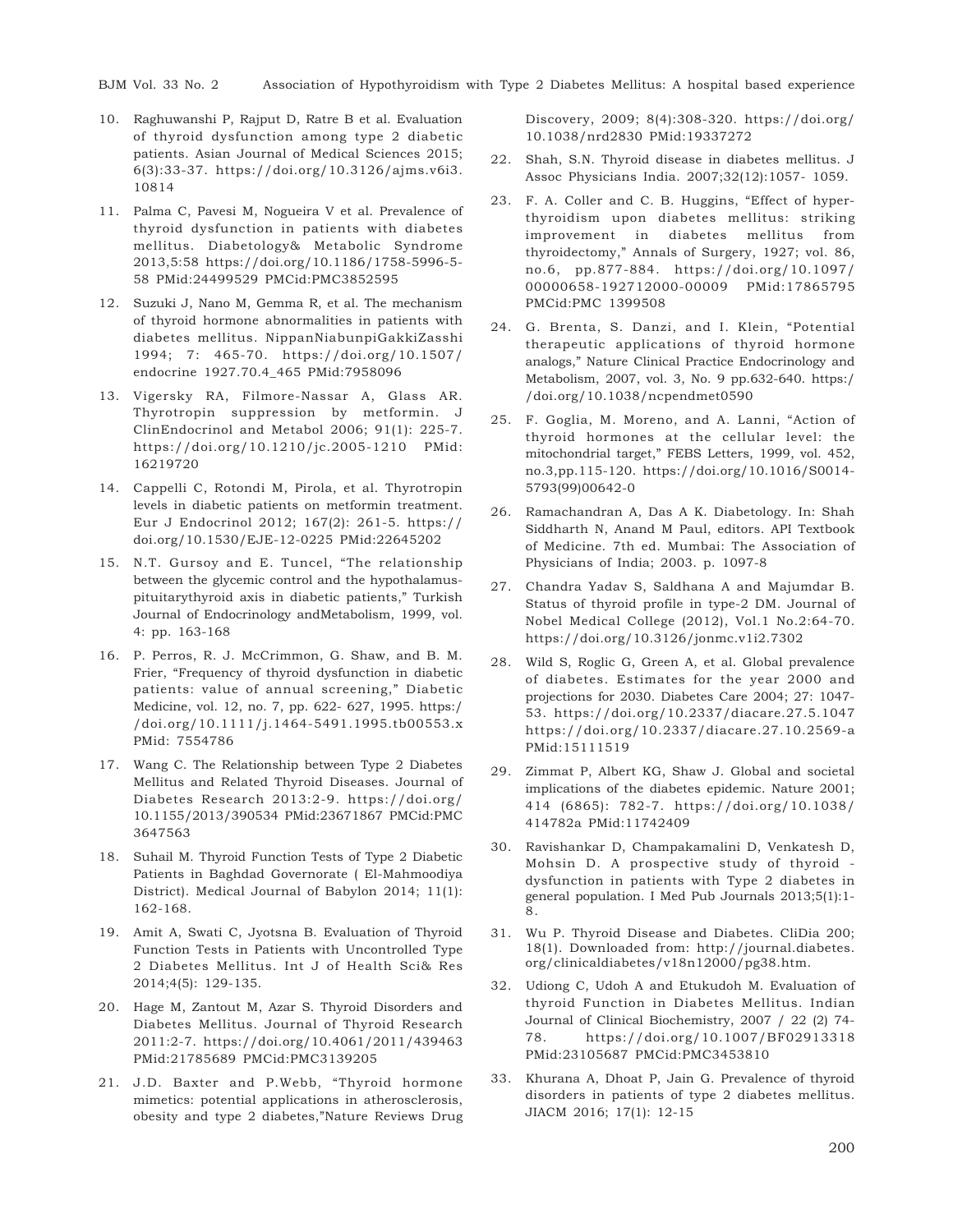10. Raghuwanshi P, Rajput D, Ratre B et al. Evaluation of thyroid dysfunction among type 2 diabetic patients. Asian Journal of Medical Sciences 2015; 6(3):33-37. https://doi.org/10.3126/ajms.v6i3.10814

11. Palma C, Pavesi M, Nogueira V et al. Prevalence of thyroid dysfunction in patients with diabetes mellitus. Diabetology& Metabolic Syndrome 2013,5:58 https://doi.org/10.1186/1758-5996-5-58 PMid:24499529 PMCid:PMC3852595

12. Suzuki J, Nano M, Gemma R, et al. The mechanism of thyroid hormone abnormalities in patients with diabetes mellitus. NippanNiabunpiGakkiZasshi 1994; 7: 465-70. https://doi.org/10.1507/endocrine 1927.70.4_465 PMid:7958096

13. Vigersky RA, Filmore-Nassar A, Glass AR. Thyrotropin suppression by metformin. J ClinEndocrinol and Metabol 2006; 91(1): 225-7. https://doi.org/10.1210/jc.2005-1210 PMid: 16219720

14. Cappelli C, Rotondi M, Pirola, et al. Thyrotropin levels in diabetic patients on metformin treatment. Eur J Endocrinol 2012; 167(2): 261-5. https://doi.org/10.1530/EJE-12-0225 PMid:22645202

15. N.T. Gursoy and E. Tuncel, "The relationship between the glycemic control and the hypothalamus-pituitarythyroid axis in diabetic patients," Turkish Journal of Endocrinology andMetabolism, 1999, vol. 4: pp. 163-168

16. P. Perros, R. J. McCrimmon, G. Shaw, and B. M. Frier, "Frequency of thyroid dysfunction in diabetic patients: value of annual screening," Diabetic Medicine, vol. 12, no. 7, pp. 622- 627, 1995. https://doi.org/10.1111/j.1464-5491.1995.tb00553.x PMid: 7554786

17. Wang C. The Relationship between Type 2 Diabetes Mellitus and Related Thyroid Diseases. Journal of Diabetes Research 2013:2-9. https://doi.org/10.1155/2013/390534 PMid:23671867 PMCid:PMC3647563

18. Suhail M. Thyroid Function Tests of Type 2 Diabetic Patients in Baghdad Governorate ( El-Mahmoodiya District). Medical Journal of Babylon 2014; 11(1): 162-168.

19. Amit A, Swati C, Jyotsna B. Evaluation of Thyroid Function Tests in Patients with Uncontrolled Type 2 Diabetes Mellitus. Int J of Health Sci& Res 2014;4(5): 129-135.

20. Hage M, Zantout M, Azar S. Thyroid Disorders and Diabetes Mellitus. Journal of Thyroid Research 2011:2-7. https://doi.org/10.4061/2011/439463 PMid:21785689 PMCid:PMC3139205

21. J.D. Baxter and P.Webb, "Thyroid hormone mimetics: potential applications in atherosclerosis, obesity and type 2 diabetes,"Nature Reviews Drug Discovery, 2009; 8(4):308-320. https://doi.org/10.1038/nrd2830 PMid:19337272

22. Shah, S.N. Thyroid disease in diabetes mellitus. J Assoc Physicians India. 2007;32(12):1057- 1059.

23. F. A. Coller and C. B. Huggins, "Effect of hyperthyroidism upon diabetes mellitus: striking improvement in diabetes mellitus from thyroidectomy," Annals of Surgery, 1927; vol. 86, no.6, pp.877-884. https://doi.org/10.1097/00000658-192712000-00009 PMid:17865795 PMCid:PMC 1399508

24. G. Brenta, S. Danzi, and I. Klein, "Potential therapeutic applications of thyroid hormone analogs," Nature Clinical Practice Endocrinology and Metabolism, 2007, vol. 3, No. 9 pp.632-640. https://doi.org/10.1038/ncpendmet0590

25. F. Goglia, M. Moreno, and A. Lanni, "Action of thyroid hormones at the cellular level: the mitochondrial target," FEBS Letters, 1999, vol. 452, no.3,pp.115-120. https://doi.org/10.1016/S0014-5793(99)00642-0

26. Ramachandran A, Das A K. Diabetology. In: Shah Siddharth N, Anand M Paul, editors. API Textbook of Medicine. 7th ed. Mumbai: The Association of Physicians of India; 2003. p. 1097-8

27. Chandra Yadav S, Saldhana A and Majumdar B. Status of thyroid profile in type-2 DM. Journal of Nobel Medical College (2012), Vol.1 No.2:64-70. https://doi.org/10.3126/jonmc.v1i2.7302

28. Wild S, Roglic G, Green A, et al. Global prevalence of diabetes. Estimates for the year 2000 and projections for 2030. Diabetes Care 2004; 27: 1047-53. https://doi.org/10.2337/diacare.27.5.1047 https://doi.org/10.2337/diacare.27.10.2569-a PMid:15111519

29. Zimmat P, Albert KG, Shaw J. Global and societal implications of the diabetes epidemic. Nature 2001; 414 (6865): 782-7. https://doi.org/10.1038/414782a PMid:11742409

30. Ravishankar D, Champakamalini D, Venkatesh D, Mohsin D. A prospective study of thyroid - dysfunction in patients with Type 2 diabetes in general population. I Med Pub Journals 2013;5(1):1-8.

31. Wu P. Thyroid Disease and Diabetes. CliDia 200; 18(1). Downloaded from: http://journal.diabetes.org/clinicaldiabetes/v18n12000/pg38.htm.

32. Udiong C, Udoh A and Etukudoh M. Evaluation of thyroid Function in Diabetes Mellitus. Indian Journal of Clinical Biochemistry, 2007 / 22 (2) 74-78. https://doi.org/10.1007/BF02913318 PMid:23105687 PMCid:PMC3453810

33. Khurana A, Dhoat P, Jain G. Prevalence of thyroid disorders in patients of type 2 diabetes mellitus. JIACM 2016; 17(1): 12-15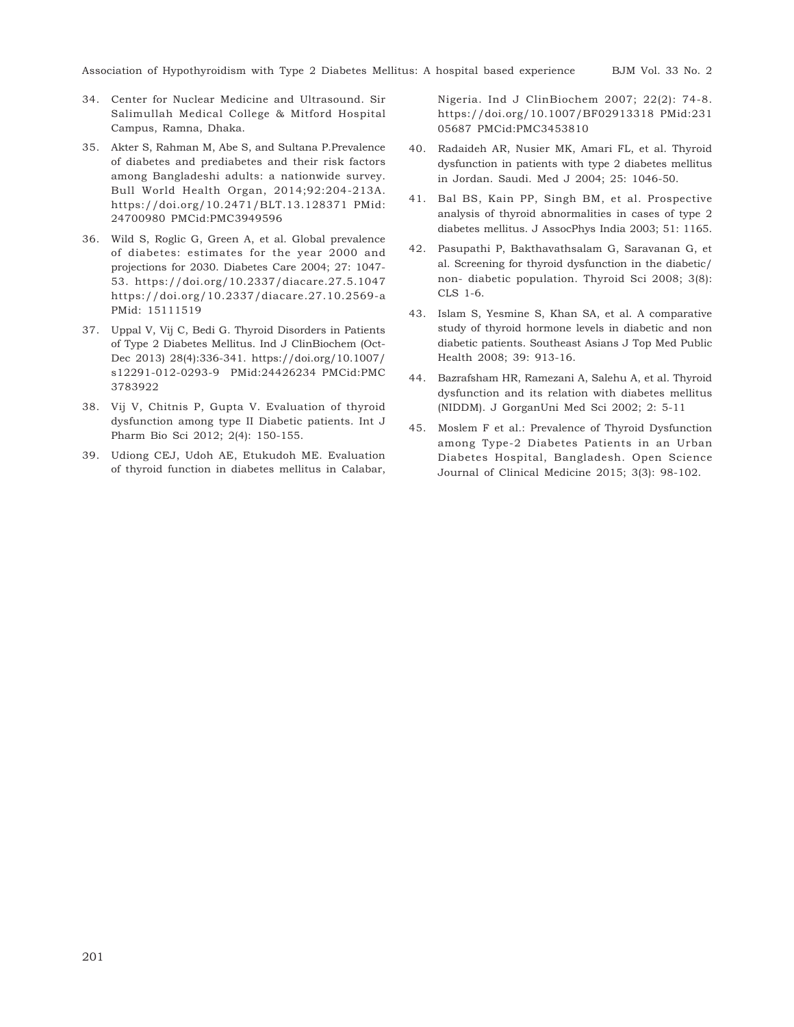34. Center for Nuclear Medicine and Ultrasound. Sir Salimullah Medical College & Mitford Hospital Campus, Ramna, Dhaka.

35. Akter S, Rahman M, Abe S, and Sultana P.Prevalence of diabetes and prediabetes and their risk factors among Bangladeshi adults: a nationwide survey. Bull World Health Organ, 2014;92:204-213A. https://doi.org/10.2471/BLT.13.128371 PMid: 24700980 PMCid:PMC3949596

36. Wild S, Roglic G, Green A, et al. Global prevalence of diabetes: estimates for the year 2000 and projections for 2030. Diabetes Care 2004; 27: 1047-53. https://doi.org/10.2337/diacare.27.5.1047 https://doi.org/10.2337/diacare.27.10.2569-a PMid: 15111519

37. Uppal V, Vij C, Bedi G. Thyroid Disorders in Patients of Type 2 Diabetes Mellitus. Ind J ClinBiochem (Oct-Dec 2013) 28(4):336-341. https://doi.org/10.1007/s12291-012-0293-9 PMid:24426234 PMCid:PMC3783922

38. Vij V, Chitnis P, Gupta V. Evaluation of thyroid dysfunction among type II Diabetic patients. Int J Pharm Bio Sci 2012; 2(4): 150-155.

39. Udiong CEJ, Udoh AE, Etukudoh ME. Evaluation of thyroid function in diabetes mellitus in Calabar, Nigeria. Ind J ClinBiochem 2007; 22(2): 74-8. https://doi.org/10.1007/BF02913318 PMid:23105687 PMCid:PMC3453810

40. Radaideh AR, Nusier MK, Amari FL, et al. Thyroid dysfunction in patients with type 2 diabetes mellitus in Jordan. Saudi. Med J 2004; 25: 1046-50.

41. Bal BS, Kain PP, Singh BM, et al. Prospective analysis of thyroid abnormalities in cases of type 2 diabetes mellitus. J AssocPhys India 2003; 51: 1165.

42. Pasupathi P, Bakthavathsalam G, Saravanan G, et al. Screening for thyroid dysfunction in the diabetic/non- diabetic population. Thyroid Sci 2008; 3(8): CLS 1-6.

43. Islam S, Yesmine S, Khan SA, et al. A comparative study of thyroid hormone levels in diabetic and non diabetic patients. Southeast Asians J Top Med Public Health 2008; 39: 913-16.

44. Bazrafsham HR, Ramezani A, Salehu A, et al. Thyroid dysfunction and its relation with diabetes mellitus (NIDDM). J GorganUni Med Sci 2002; 2: 5-11

45. Moslem F et al.: Prevalence of Thyroid Dysfunction among Type-2 Diabetes Patients in an Urban Diabetes Hospital, Bangladesh. Open Science Journal of Clinical Medicine 2015; 3(3): 98-102.